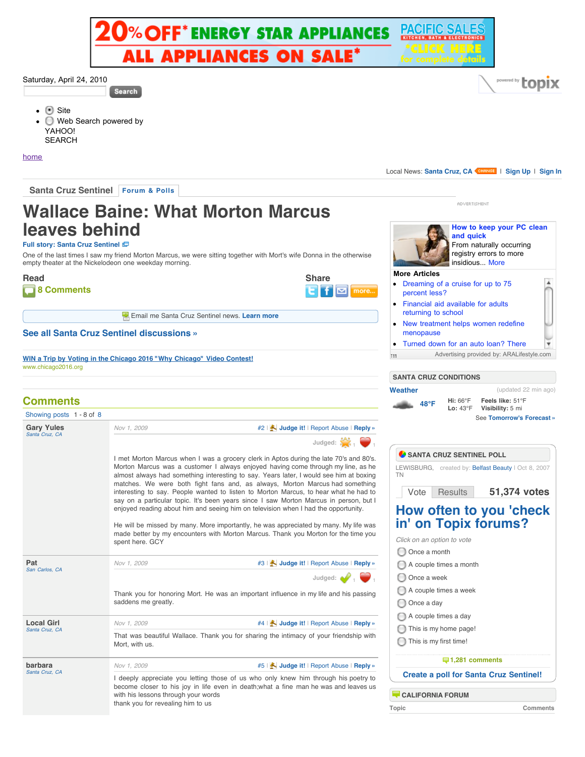20% OFF* ENERGY STAR APPLIANCES ALL APPLIANCES ON SALE* PACIFIC SALES KITCHEN, BATH & ELECTRONICS *CLICK HERE for complete details

Saturday, April 24, 2010

Search

- Site
- Web Search powered by YAHOO! SEARCH

home

Local News: Santa Cruz, CA CHANGE | Sign Up | Sign In

Santa Cruz Sentinel | Forum & Polls

# Wallace Baine: What Morton Marcus leaves behind

Full story: Santa Cruz Sentinel

One of the last times I saw my friend Morton Marcus, we were sitting together with Mort's wife Donna in the otherwise empty theater at the Nickelodeon one weekday morning.

**Read**

8 Comments

**Share**

more...

Email me Santa Cruz Sentinel news. Learn more

## See all Santa Cruz Sentinel discussions »

WIN a Trip by Voting in the Chicago 2016 "Why Chicago" Video Contest!
www.chicago2016.org

## Comments

Showing posts 1 - 8 of 8

**Gary Yules**
*Santa Cruz, CA*

Nov 1, 2009 | #2 | Judge it! | Report Abuse | Reply »

Judged: 1 1

I met Morton Marcus when I was a grocery clerk in Aptos during the late 70's and 80's. Morton Marcus was a customer I always enjoyed having come through my line, as he almost always had something interesting to say. Years later, I would see him at boxing matches. We were both fight fans and, as always, Morton Marcus had something interesting to say. People wanted to listen to Morton Marcus, to hear what he had to say on a particular topic. It's been years since I saw Morton Marcus in person, but I enjoyed reading about him and seeing him on television when I had the opportunity.

He will be missed by many. More importantly, he was appreciated by many. My life was made better by my encounters with Morton Marcus. Thank you Morton for the time you spent here. GCY

**Pat**
*San Carlos, CA*

Nov 1, 2009 | #3 | Judge it! | Report Abuse | Reply »

Judged: 1 1

Thank you for honoring Mort. He was an important influence in my life and his passing saddens me greatly.

**Local Girl**
*Santa Cruz, CA*

Nov 1, 2009 | #4 | Judge it! | Report Abuse | Reply »

That was beautiful Wallace. Thank you for sharing the intimacy of your friendship with Mort, with us.

**barbara**
*Santa Cruz, CA*

Nov 1, 2009 | #5 | Judge it! | Report Abuse | Reply »

I deeply appreciate you letting those of us who only knew him through his poetry to become closer to his joy in life even in death;what a fine man he was and leaves us with his lessons through your words
thank you for revealing him to us

ADVERTISMENT

**How to keep your PC clean and quick**
From naturally occurring registry errors to more insidious... More

**More Articles**

- Dreaming of a cruise for up to 75 percent less?
- Financial aid available for adults returning to school
- New treatment helps women redefine menopause
- Turned down for an auto loan? There

Advertising provided by: ARALifestyle.com

**SANTA CRUZ CONDITIONS**

Weather (updated 22 min ago)

48°F | **Hi:** 66°F **Lo:** 43°F | **Feels like:** 51°F **Visibility:** 5 mi

See Tomorrow's Forecast »

**SANTA CRUZ SENTINEL POLL**

LEWISBURG, TN created by: Belfast Beauty | Oct 8, 2007

Vote | Results | 51,374 votes

## How often to you 'check in' on Topix forums?

*Click on an option to vote*

- Once a month
- A couple times a month
- Once a week
- A couple times a week
- Once a day
- A couple times a day
- This is my home page!
- This is my first time!

1,281 comments

Create a poll for Santa Cruz Sentinel!

**CALIFORNIA FORUM**

Topic | Comments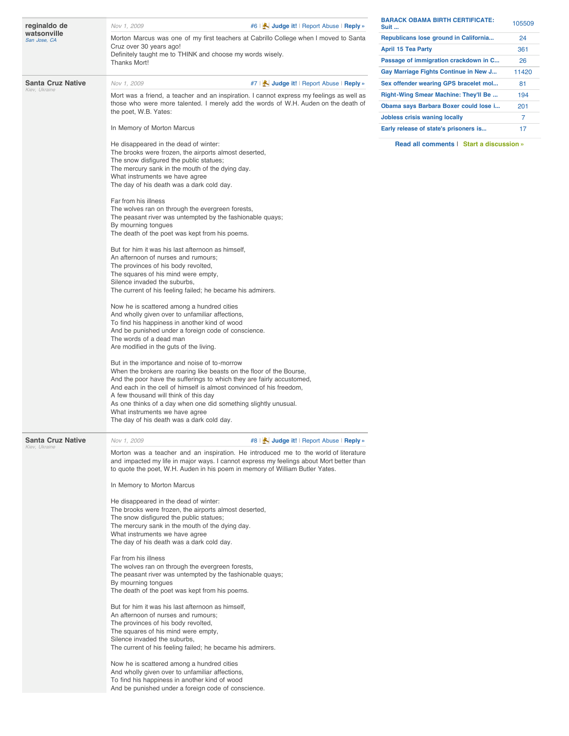**reginaldo de watsonville**
*San Jose, CA*

Nov 1, 2009 — #6 | Judge it! | Report Abuse | Reply »

Morton Marcus was one of my first teachers at Cabrillo College when I moved to Santa Cruz over 30 years ago!
Definitely taught me to THINK and choose my words wisely.
Thanks Mort!

---

**Santa Cruz Native**
*Kiev, Ukraine*

Nov 1, 2009 — #7 | Judge it! | Report Abuse | Reply »

Mort was a friend, a teacher and an inspiration. I cannot express my feelings as well as those who were more talented. I merely add the words of W.H. Auden on the death of the poet, W.B. Yates:

In Memory of Morton Marcus

He disappeared in the dead of winter:
The brooks were frozen, the airports almost deserted,
The snow disfigured the public statues;
The mercury sank in the mouth of the dying day.
What instruments we have agree
The day of his death was a dark cold day.

Far from his illness
The wolves ran on through the evergreen forests,
The peasant river was untempted by the fashionable quays;
By mourning tongues
The death of the poet was kept from his poems.

But for him it was his last afternoon as himself,
An afternoon of nurses and rumours;
The provinces of his body revolted,
The squares of his mind were empty,
Silence invaded the suburbs,
The current of his feeling failed; he became his admirers.

Now he is scattered among a hundred cities
And wholly given over to unfamiliar affections,
To find his happiness in another kind of wood
And be punished under a foreign code of conscience.
The words of a dead man
Are modified in the guts of the living.

But in the importance and noise of to-morrow
When the brokers are roaring like beasts on the floor of the Bourse,
And the poor have the sufferings to which they are fairly accustomed,
And each in the cell of himself is almost convinced of his freedom,
A few thousand will think of this day
As one thinks of a day when one did something slightly unusual.
What instruments we have agree
The day of his death was a dark cold day.

---

**Santa Cruz Native**
*Kiev, Ukraine*

Nov 1, 2009 — #8 | Judge it! | Report Abuse | Reply »

Morton was a teacher and an inspiration. He introduced me to the world of literature and impacted my life in major ways. I cannot express my feelings about Mort better than to quote the poet, W.H. Auden in his poem in memory of William Butler Yates.

In Memory to Morton Marcus

He disappeared in the dead of winter:
The brooks were frozen, the airports almost deserted,
The snow disfigured the public statues;
The mercury sank in the mouth of the dying day.
What instruments we have agree
The day of his death was a dark cold day.

Far from his illness
The wolves ran on through the evergreen forests,
The peasant river was untempted by the fashionable quays;
By mourning tongues
The death of the poet was kept from his poems.

But for him it was his last afternoon as himself,
An afternoon of nurses and rumours;
The provinces of his body revolted,
The squares of his mind were empty,
Silence invaded the suburbs,
The current of his feeling failed; he became his admirers.

Now he is scattered among a hundred cities
And wholly given over to unfamiliar affections,
To find his happiness in another kind of wood
And be punished under a foreign code of conscience.

---

| | |
|---|---|
| BARACK OBAMA BIRTH CERTIFICATE: Suit ... | 105509 |
| Republicans lose ground in California... | 24 |
| April 15 Tea Party | 361 |
| Passage of immigration crackdown in C... | 26 |
| Gay Marriage Fights Continue in New J... | 11420 |
| Sex offender wearing GPS bracelet mol... | 81 |
| Right-Wing Smear Machine: They'll Be ... | 194 |
| Obama says Barbara Boxer could lose i... | 201 |
| Jobless crisis waning locally | 7 |
| Early release of state's prisoners is... | 17 |

Read all comments | Start a discussion »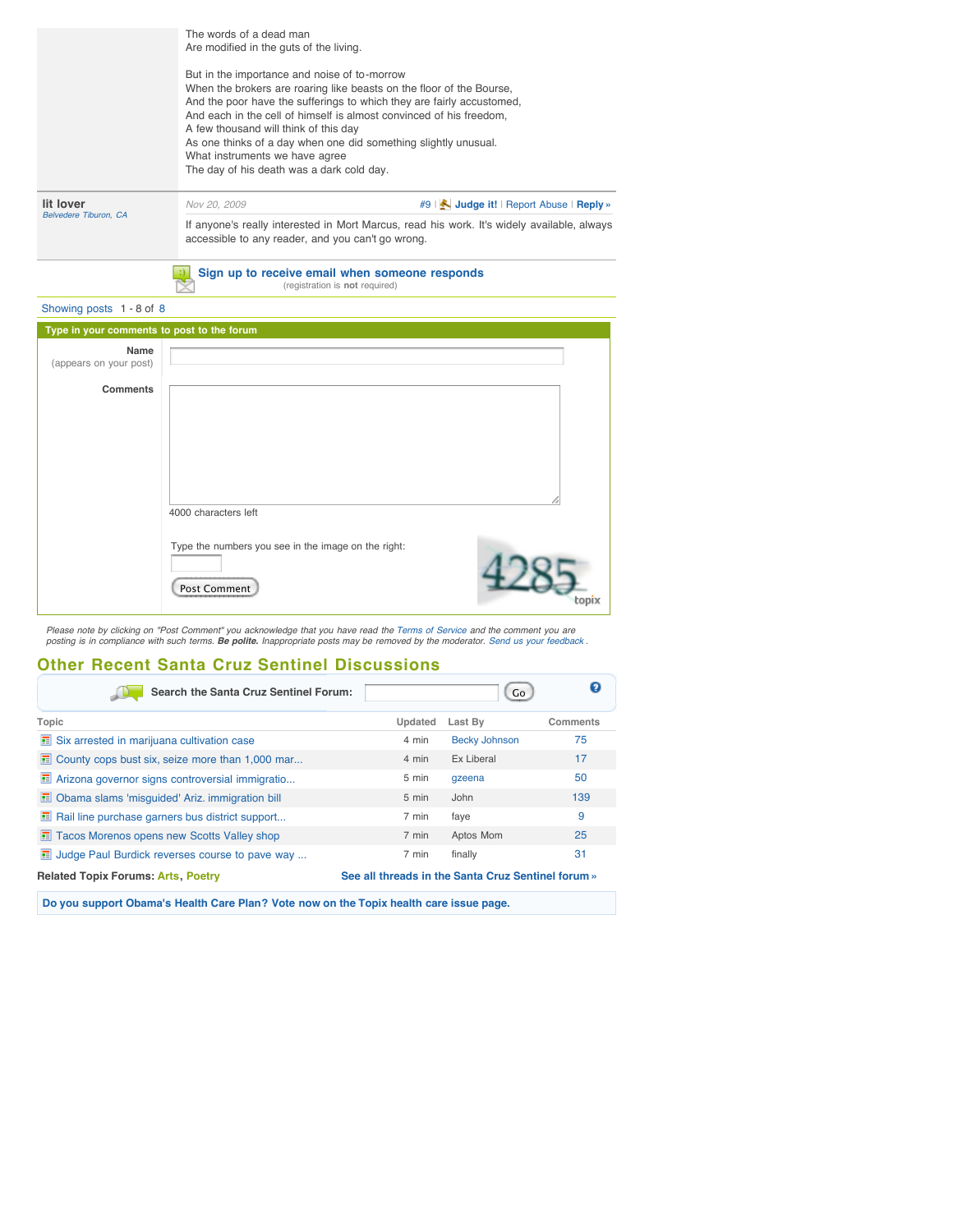The words of a dead man
Are modified in the guts of the living.

But in the importance and noise of to-morrow
When the brokers are roaring like beasts on the floor of the Bourse,
And the poor have the sufferings to which they are fairly accustomed,
And each in the cell of himself is almost convinced of his freedom,
A few thousand will think of this day
As one thinks of a day when one did something slightly unusual.
What instruments we have agree
The day of his death was a dark cold day.

**lit lover**
*Belvedere Tiburon, CA*

*Nov 20, 2009* #9 | **Judge it!** | Report Abuse | **Reply »**

If anyone's really interested in Mort Marcus, read his work. It's widely available, always accessible to any reader, and you can't go wrong.

**Sign up to receive email when someone responds**
(registration is **not** required)

Showing posts 1 - 8 of 8

**Type in your comments to post to the forum**

**Name**
(appears on your post)

**Comments**

4000 characters left

Type the numbers you see in the image on the right:

Post Comment

*Please note by clicking on "Post Comment" you acknowledge that you have read the Terms of Service and the comment you are posting is in compliance with such terms.* ***Be polite.*** *Inappropriate posts may be removed by the moderator. Send us your feedback .*

## Other Recent Santa Cruz Sentinel Discussions

**Search the Santa Cruz Sentinel Forum:** Go

| Topic | Updated | Last By | Comments |
| --- | --- | --- | --- |
| Six arrested in marijuana cultivation case | 4 min | Becky Johnson | 75 |
| County cops bust six, seize more than 1,000 mar... | 4 min | Ex Liberal | 17 |
| Arizona governor signs controversial immigratio... | 5 min | gzeena | 50 |
| Obama slams 'misguided' Ariz. immigration bill | 5 min | John | 139 |
| Rail line purchase garners bus district support... | 7 min | faye | 9 |
| Tacos Morenos opens new Scotts Valley shop | 7 min | Aptos Mom | 25 |
| Judge Paul Burdick reverses course to pave way ... | 7 min | finally | 31 |

**Related Topix Forums: Arts, Poetry**

**See all threads in the Santa Cruz Sentinel forum »**

**Do you support Obama's Health Care Plan? Vote now on the Topix health care issue page.**